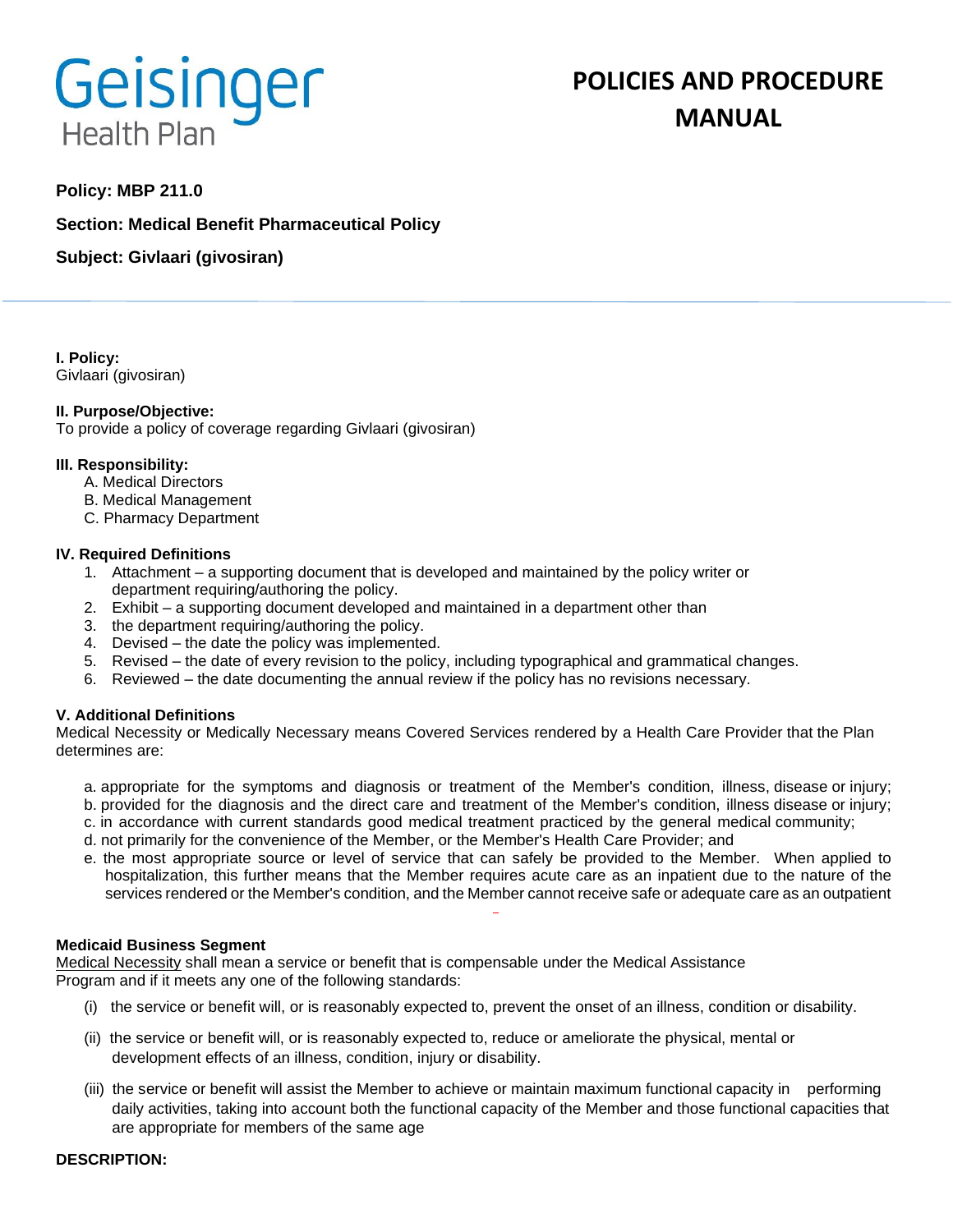Geisinger Health Plan

# POLICIES AND PROCEDURE MANUAL

**Policy: MBP 211.0**

**Section: Medical Benefit Pharmaceutical Policy**

**Subject: Givlaari (givosiran)**

**I. Policy:**
Givlaari (givosiran)

**II. Purpose/Objective:**
To provide a policy of coverage regarding Givlaari (givosiran)

**III. Responsibility:**

A. Medical Directors
B. Medical Management
C. Pharmacy Department

**IV. Required Definitions**

1. Attachment – a supporting document that is developed and maintained by the policy writer or department requiring/authoring the policy.
2. Exhibit – a supporting document developed and maintained in a department other than
3. the department requiring/authoring the policy.
4. Devised – the date the policy was implemented.
5. Revised – the date of every revision to the policy, including typographical and grammatical changes.
6. Reviewed – the date documenting the annual review if the policy has no revisions necessary.

**V. Additional Definitions**
Medical Necessity or Medically Necessary means Covered Services rendered by a Health Care Provider that the Plan determines are:

a. appropriate for the symptoms and diagnosis or treatment of the Member's condition, illness, disease or injury;
b. provided for the diagnosis and the direct care and treatment of the Member's condition, illness disease or injury;
c. in accordance with current standards good medical treatment practiced by the general medical community;
d. not primarily for the convenience of the Member, or the Member's Health Care Provider; and
e. the most appropriate source or level of service that can safely be provided to the Member. When applied to hospitalization, this further means that the Member requires acute care as an inpatient due to the nature of the services rendered or the Member's condition, and the Member cannot receive safe or adequate care as an outpatient

**Medicaid Business Segment**
Medical Necessity shall mean a service or benefit that is compensable under the Medical Assistance Program and if it meets any one of the following standards:

(i) the service or benefit will, or is reasonably expected to, prevent the onset of an illness, condition or disability.

(ii) the service or benefit will, or is reasonably expected to, reduce or ameliorate the physical, mental or development effects of an illness, condition, injury or disability.

(iii) the service or benefit will assist the Member to achieve or maintain maximum functional capacity in performing daily activities, taking into account both the functional capacity of the Member and those functional capacities that are appropriate for members of the same age

**DESCRIPTION:**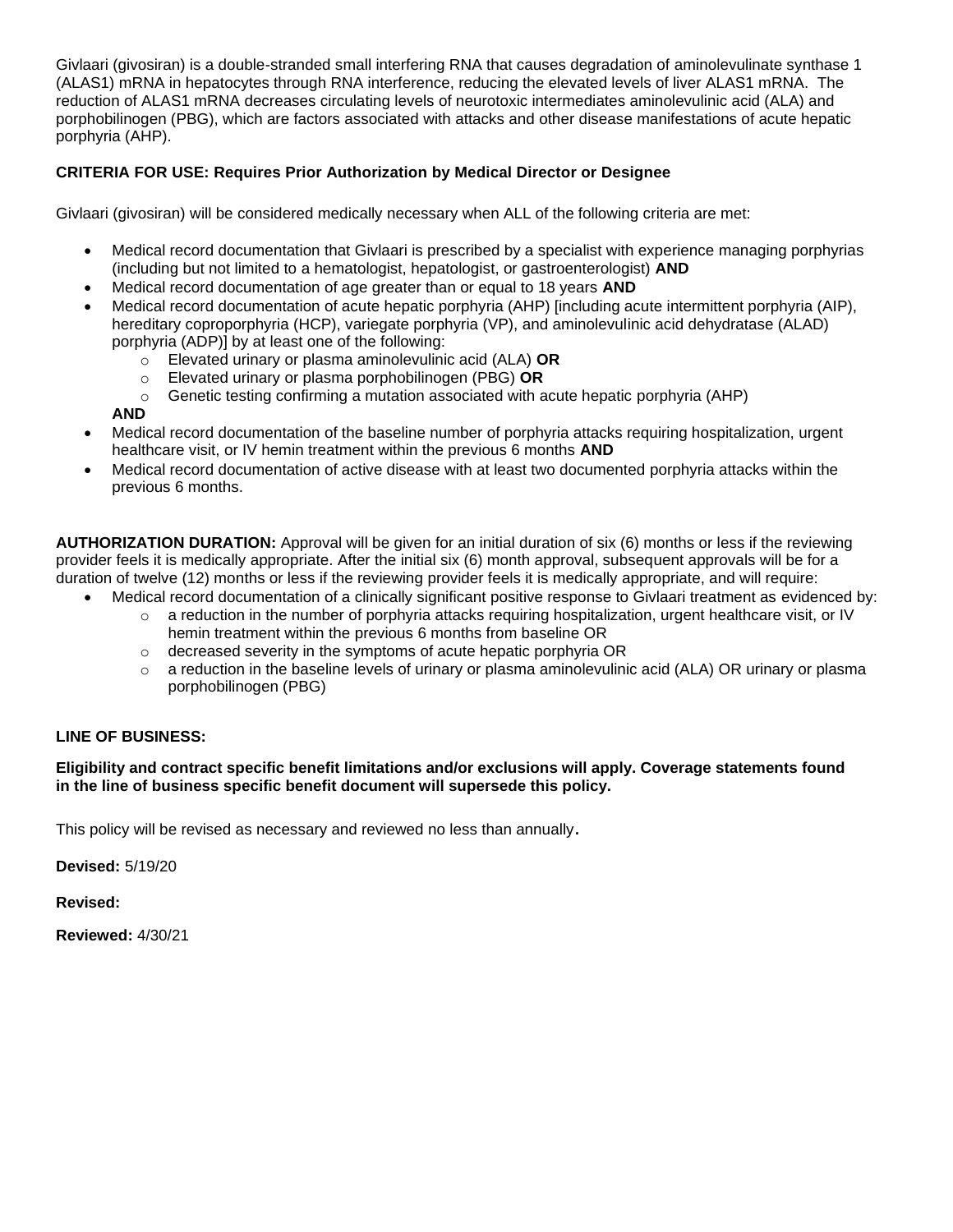Givlaari (givosiran) is a double-stranded small interfering RNA that causes degradation of aminolevulinate synthase 1 (ALAS1) mRNA in hepatocytes through RNA interference, reducing the elevated levels of liver ALAS1 mRNA. The reduction of ALAS1 mRNA decreases circulating levels of neurotoxic intermediates aminolevulinic acid (ALA) and porphobilinogen (PBG), which are factors associated with attacks and other disease manifestations of acute hepatic porphyria (AHP).

**CRITERIA FOR USE: Requires Prior Authorization by Medical Director or Designee**

Givlaari (givosiran) will be considered medically necessary when ALL of the following criteria are met:

- Medical record documentation that Givlaari is prescribed by a specialist with experience managing porphyrias (including but not limited to a hematologist, hepatologist, or gastroenterologist) **AND**
- Medical record documentation of age greater than or equal to 18 years **AND**
- Medical record documentation of acute hepatic porphyria (AHP) [including acute intermittent porphyria (AIP), hereditary coproporphyria (HCP), variegate porphyria (VP), and aminolevulinic acid dehydratase (ALAD) porphyria (ADP)] by at least one of the following:
  - Elevated urinary or plasma aminolevulinic acid (ALA) **OR**
  - Elevated urinary or plasma porphobilinogen (PBG) **OR**
  - Genetic testing confirming a mutation associated with acute hepatic porphyria (AHP)

  **AND**
- Medical record documentation of the baseline number of porphyria attacks requiring hospitalization, urgent healthcare visit, or IV hemin treatment within the previous 6 months **AND**
- Medical record documentation of active disease with at least two documented porphyria attacks within the previous 6 months.

**AUTHORIZATION DURATION:** Approval will be given for an initial duration of six (6) months or less if the reviewing provider feels it is medically appropriate. After the initial six (6) month approval, subsequent approvals will be for a duration of twelve (12) months or less if the reviewing provider feels it is medically appropriate, and will require:

- Medical record documentation of a clinically significant positive response to Givlaari treatment as evidenced by:
  - a reduction in the number of porphyria attacks requiring hospitalization, urgent healthcare visit, or IV hemin treatment within the previous 6 months from baseline OR
  - decreased severity in the symptoms of acute hepatic porphyria OR
  - a reduction in the baseline levels of urinary or plasma aminolevulinic acid (ALA) OR urinary or plasma porphobilinogen (PBG)

**LINE OF BUSINESS:**

**Eligibility and contract specific benefit limitations and/or exclusions will apply. Coverage statements found in the line of business specific benefit document will supersede this policy.**

This policy will be revised as necessary and reviewed no less than annually.

**Devised:** 5/19/20

**Revised:**

**Reviewed:** 4/30/21